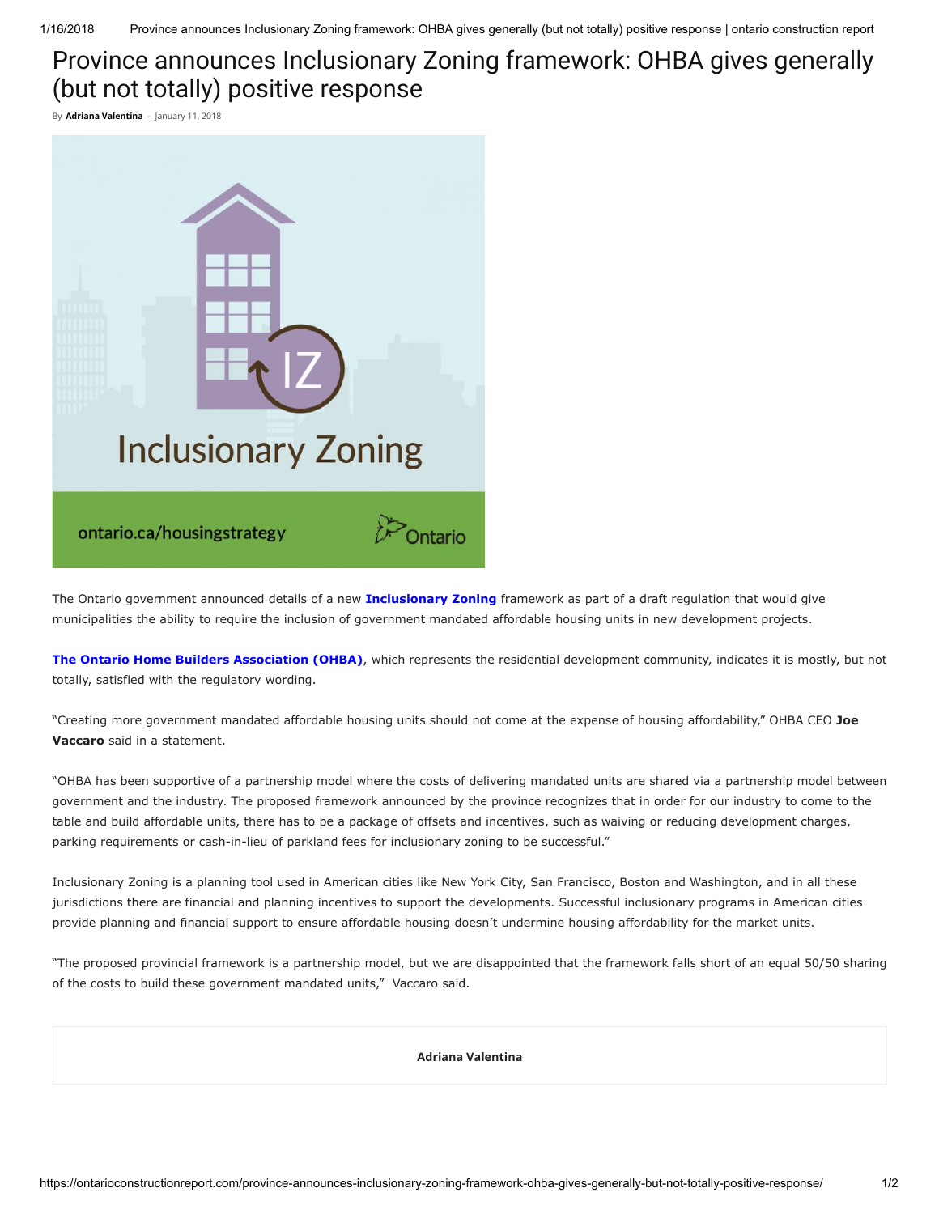# Province announces Inclusionary Zoning framework: OHBA gives generally (but not totally) positive response

By **Adriana Valentina** - January 11, 2018

The Ontario government announced details of a new **Inclusionary Zoning** framework as part of a draft regulation that would give municipalities the ability to require the inclusion of government mandated affordable housing units in new development projects.

**The Ontario Home Builders Association (OHBA)**, which represents the residential development community, indicates it is mostly, but not totally, satisfied with the regulatory wording.

"Creating more government mandated affordable housing units should not come at the expense of housing affordability," OHBA CEO **Joe Vaccaro** said in a statement.

"OHBA has been supportive of a partnership model where the costs of delivering mandated units are shared via a partnership model between government and the industry. The proposed framework announced by the province recognizes that in order for our industry to come to the table and build affordable units, there has to be a package of offsets and incentives, such as waiving or reducing development charges, parking requirements or cash-in-lieu of parkland fees for inclusionary zoning to be successful."

Inclusionary Zoning is a planning tool used in American cities like New York City, San Francisco, Boston and Washington, and in all these jurisdictions there are financial and planning incentives to support the developments. Successful inclusionary programs in American cities provide planning and financial support to ensure affordable housing doesn't undermine housing affordability for the market units.

"The proposed provincial framework is a partnership model, but we are disappointed that the framework falls short of an equal 50/50 sharing of the costs to build these government mandated units," Vaccaro said.

**Adriana Valentina**